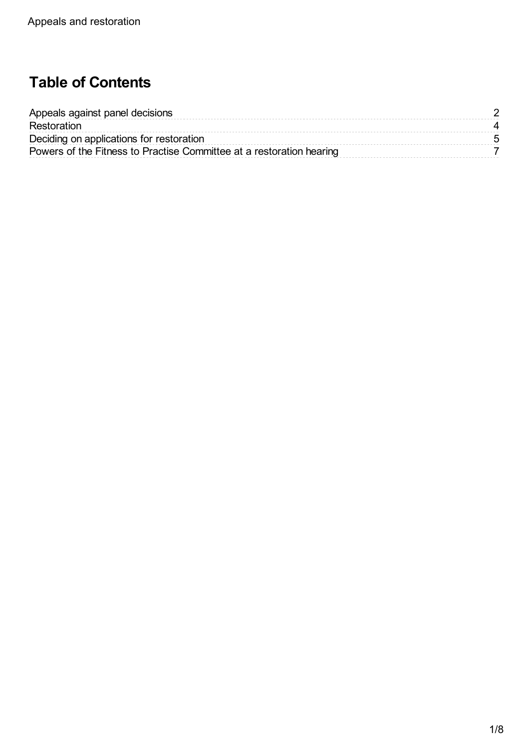# Table of Contents

| | |
|---|---|
| Appeals against panel decisions | 2 |
| Restoration | 4 |
| Deciding on applications for restoration | 5 |
| Powers of the Fitness to Practise Committee at a restoration hearing | 7 |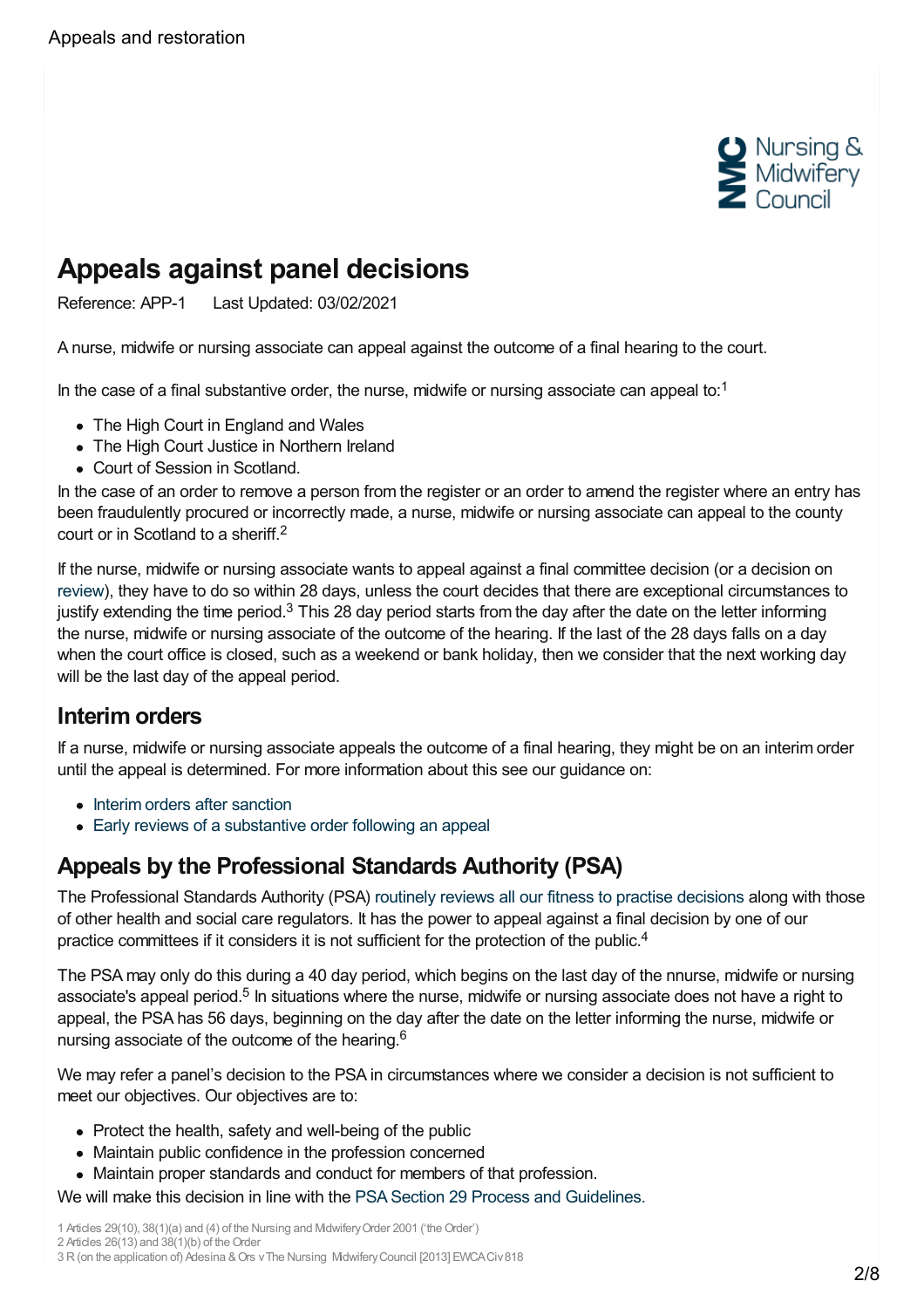# Appeals against panel decisions

Reference: APP-1 Last Updated: 03/02/2021

A nurse, midwife or nursing associate can appeal against the outcome of a final hearing to the court.

In the case of a final substantive order, the nurse, midwife or nursing associate can appeal to:[1]

- The High Court in England and Wales
- The High Court Justice in Northern Ireland
- Court of Session in Scotland.

In the case of an order to remove a person from the register or an order to amend the register where an entry has been fraudulently procured or incorrectly made, a nurse, midwife or nursing associate can appeal to the county court or in Scotland to a sheriff.[2]

If the nurse, midwife or nursing associate wants to appeal against a final committee decision (or a decision on review), they have to do so within 28 days, unless the court decides that there are exceptional circumstances to justify extending the time period.[3] This 28 day period starts from the day after the date on the letter informing the nurse, midwife or nursing associate of the outcome of the hearing. If the last of the 28 days falls on a day when the court office is closed, such as a weekend or bank holiday, then we consider that the next working day will be the last day of the appeal period.

## Interim orders

If a nurse, midwife or nursing associate appeals the outcome of a final hearing, they might be on an interim order until the appeal is determined. For more information about this see our guidance on:

- Interim orders after sanction
- Early reviews of a substantive order following an appeal

## Appeals by the Professional Standards Authority (PSA)

The Professional Standards Authority (PSA) routinely reviews all our fitness to practise decisions along with those of other health and social care regulators. It has the power to appeal against a final decision by one of our practice committees if it considers it is not sufficient for the protection of the public.[4]

The PSA may only do this during a 40 day period, which begins on the last day of the nnurse, midwife or nursing associate's appeal period.[5] In situations where the nurse, midwife or nursing associate does not have a right to appeal, the PSA has 56 days, beginning on the day after the date on the letter informing the nurse, midwife or nursing associate of the outcome of the hearing.[6]

We may refer a panel's decision to the PSA in circumstances where we consider a decision is not sufficient to meet our objectives. Our objectives are to:

- Protect the health, safety and well-being of the public
- Maintain public confidence in the profession concerned
- Maintain proper standards and conduct for members of that profession.

We will make this decision in line with the PSA Section 29 Process and Guidelines.

1 Articles 29(10), 38(1)(a) and (4) of the Nursing and Midwifery Order 2001 ('the Order')
2 Articles 26(13) and 38(1)(b) of the Order
3 R (on the application of) Adesina & Ors v The Nursing Midwifery Council [2013] EWCA Civ 818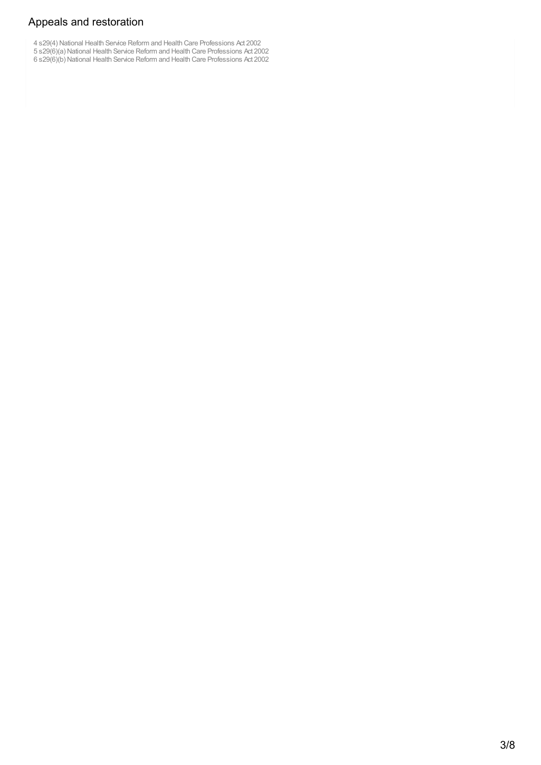## Appeals and restoration

4 s29(4) National Health Service Reform and Health Care Professions Act 2002
5 s29(6)(a) National Health Service Reform and Health Care Professions Act 2002
6 s29(6)(b) National Health Service Reform and Health Care Professions Act 2002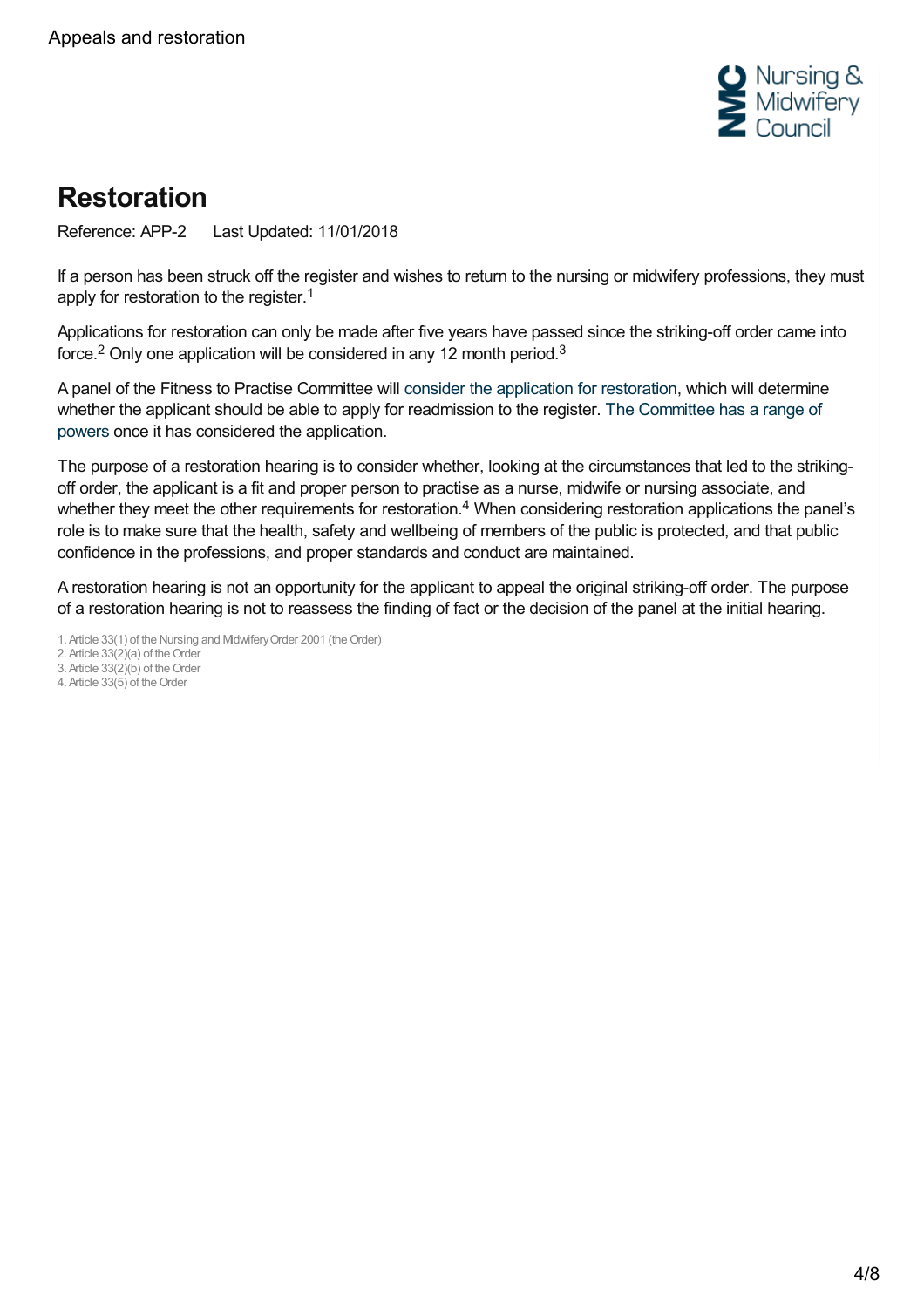# Restoration

Reference: APP-2    Last Updated: 11/01/2018

If a person has been struck off the register and wishes to return to the nursing or midwifery professions, they must apply for restoration to the register.[1]

Applications for restoration can only be made after five years have passed since the striking-off order came into force.[2] Only one application will be considered in any 12 month period.[3]

A panel of the Fitness to Practise Committee will consider the application for restoration, which will determine whether the applicant should be able to apply for readmission to the register. The Committee has a range of powers once it has considered the application.

The purpose of a restoration hearing is to consider whether, looking at the circumstances that led to the striking-off order, the applicant is a fit and proper person to practise as a nurse, midwife or nursing associate, and whether they meet the other requirements for restoration.[4] When considering restoration applications the panel's role is to make sure that the health, safety and wellbeing of members of the public is protected, and that public confidence in the professions, and proper standards and conduct are maintained.

A restoration hearing is not an opportunity for the applicant to appeal the original striking-off order. The purpose of a restoration hearing is not to reassess the finding of fact or the decision of the panel at the initial hearing.

1. Article 33(1) of the Nursing and Midwifery Order 2001 (the Order)
2. Article 33(2)(a) of the Order
3. Article 33(2)(b) of the Order
4. Article 33(5) of the Order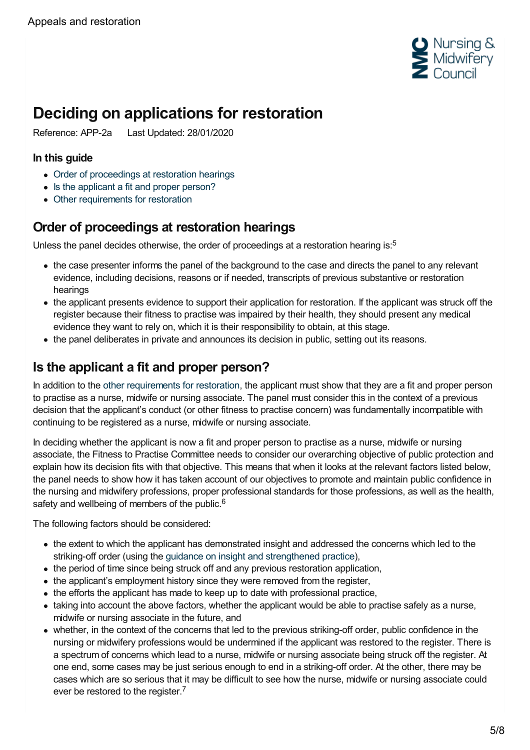# Deciding on applications for restoration

Reference: APP-2a  Last Updated: 28/01/2020

### In this guide

- Order of proceedings at restoration hearings
- Is the applicant a fit and proper person?
- Other requirements for restoration

## Order of proceedings at restoration hearings

Unless the panel decides otherwise, the order of proceedings at a restoration hearing is:[5]

- the case presenter informs the panel of the background to the case and directs the panel to any relevant evidence, including decisions, reasons or if needed, transcripts of previous substantive or restoration hearings
- the applicant presents evidence to support their application for restoration. If the applicant was struck off the register because their fitness to practise was impaired by their health, they should present any medical evidence they want to rely on, which it is their responsibility to obtain, at this stage.
- the panel deliberates in private and announces its decision in public, setting out its reasons.

## Is the applicant a fit and proper person?

In addition to the other requirements for restoration, the applicant must show that they are a fit and proper person to practise as a nurse, midwife or nursing associate. The panel must consider this in the context of a previous decision that the applicant's conduct (or other fitness to practise concern) was fundamentally incompatible with continuing to be registered as a nurse, midwife or nursing associate.

In deciding whether the applicant is now a fit and proper person to practise as a nurse, midwife or nursing associate, the Fitness to Practise Committee needs to consider our overarching objective of public protection and explain how its decision fits with that objective. This means that when it looks at the relevant factors listed below, the panel needs to show how it has taken account of our objectives to promote and maintain public confidence in the nursing and midwifery professions, proper professional standards for those professions, as well as the health, safety and wellbeing of members of the public.[6]

The following factors should be considered:

- the extent to which the applicant has demonstrated insight and addressed the concerns which led to the striking-off order (using the guidance on insight and strengthened practice),
- the period of time since being struck off and any previous restoration application,
- the applicant's employment history since they were removed from the register,
- the efforts the applicant has made to keep up to date with professional practice,
- taking into account the above factors, whether the applicant would be able to practise safely as a nurse, midwife or nursing associate in the future, and
- whether, in the context of the concerns that led to the previous striking-off order, public confidence in the nursing or midwifery professions would be undermined if the applicant was restored to the register. There is a spectrum of concerns which lead to a nurse, midwife or nursing associate being struck off the register. At one end, some cases may be just serious enough to end in a striking-off order. At the other, there may be cases which are so serious that it may be difficult to see how the nurse, midwife or nursing associate could ever be restored to the register.[7]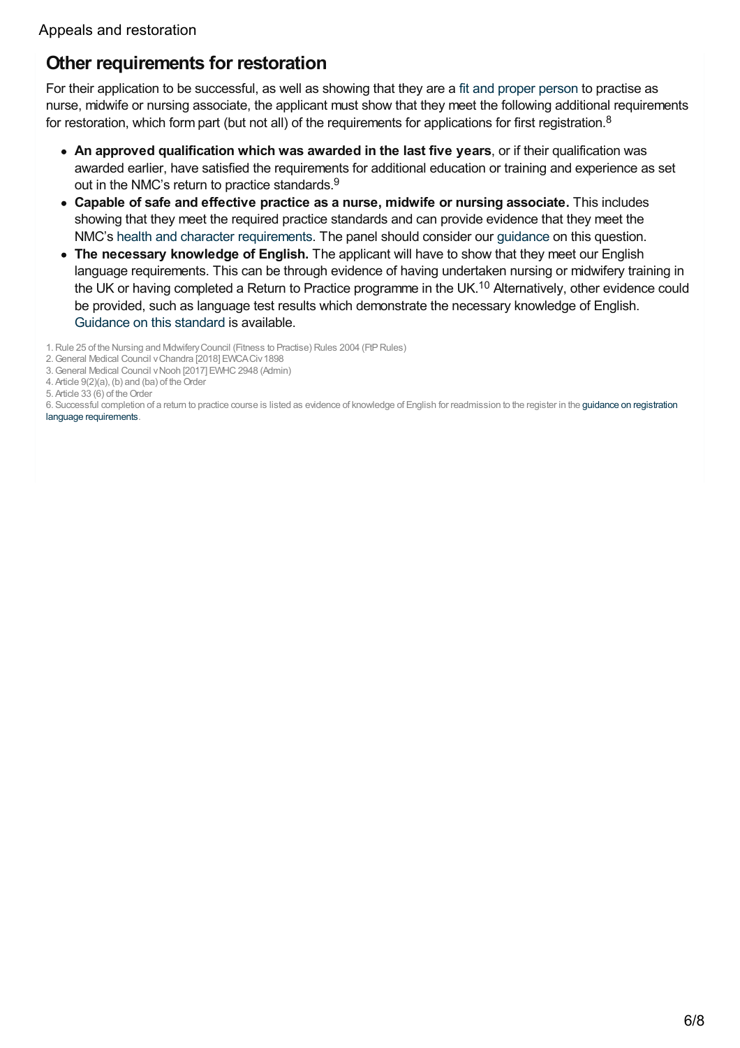## Other requirements for restoration

For their application to be successful, as well as showing that they are a fit and proper person to practise as nurse, midwife or nursing associate, the applicant must show that they meet the following additional requirements for restoration, which form part (but not all) of the requirements for applications for first registration.[8]

- **An approved qualification which was awarded in the last five years**, or if their qualification was awarded earlier, have satisfied the requirements for additional education or training and experience as set out in the NMC's return to practice standards.[9]
- **Capable of safe and effective practice as a nurse, midwife or nursing associate.** This includes showing that they meet the required practice standards and can provide evidence that they meet the NMC's health and character requirements. The panel should consider our guidance on this question.
- **The necessary knowledge of English.** The applicant will have to show that they meet our English language requirements. This can be through evidence of having undertaken nursing or midwifery training in the UK or having completed a Return to Practice programme in the UK.[10] Alternatively, other evidence could be provided, such as language test results which demonstrate the necessary knowledge of English. Guidance on this standard is available.

1. Rule 25 of the Nursing and Midwifery Council (Fitness to Practise) Rules 2004 (FtP Rules)
2. General Medical Council v Chandra [2018] EWCA Civ 1898
3. General Medical Council v Nooh [2017] EWHC 2948 (Admin)
4. Article 9(2)(a), (b) and (ba) of the Order
5. Article 33 (6) of the Order
6. Successful completion of a return to practice course is listed as evidence of knowledge of English for readmission to the register in the guidance on registration language requirements.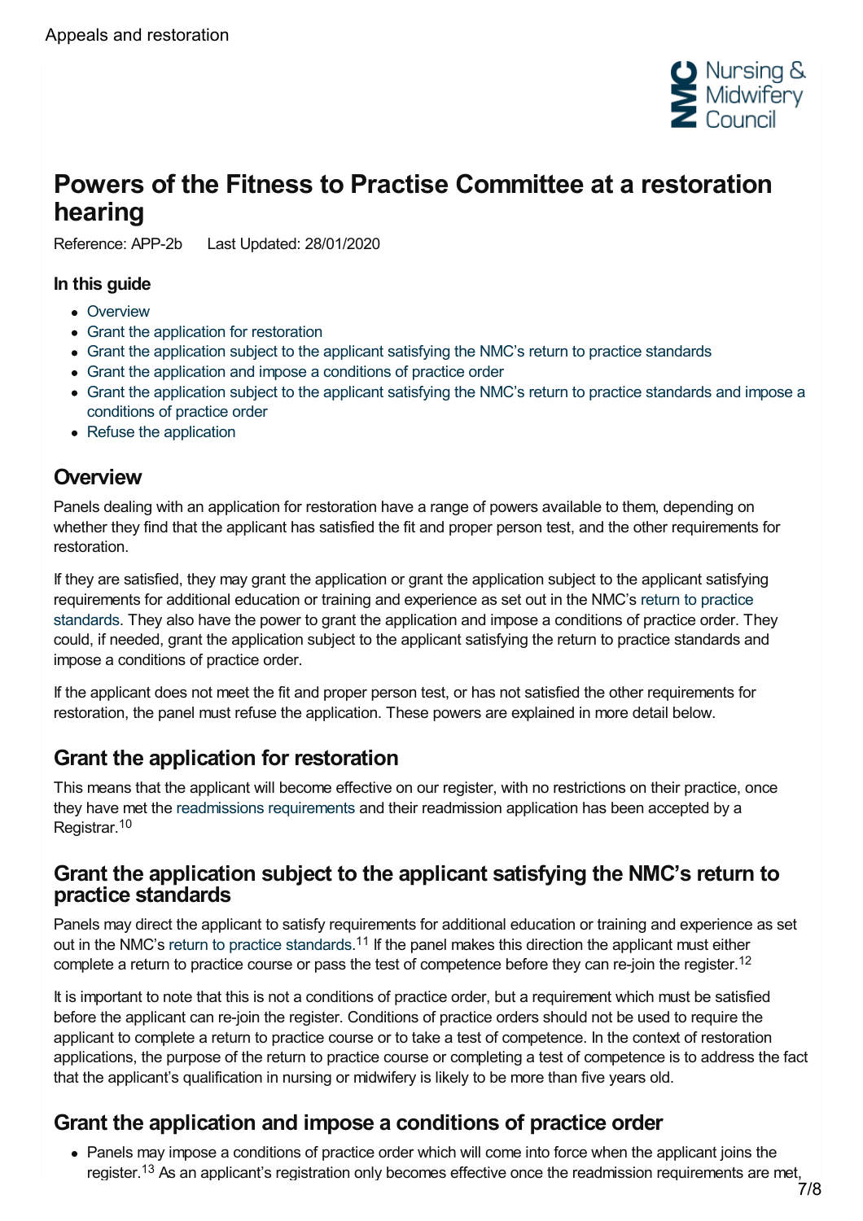# Powers of the Fitness to Practise Committee at a restoration hearing

Reference: APP-2b   Last Updated: 28/01/2020

### In this guide

- Overview
- Grant the application for restoration
- Grant the application subject to the applicant satisfying the NMC's return to practice standards
- Grant the application and impose a conditions of practice order
- Grant the application subject to the applicant satisfying the NMC's return to practice standards and impose a conditions of practice order
- Refuse the application

## Overview

Panels dealing with an application for restoration have a range of powers available to them, depending on whether they find that the applicant has satisfied the fit and proper person test, and the other requirements for restoration.

If they are satisfied, they may grant the application or grant the application subject to the applicant satisfying requirements for additional education or training and experience as set out in the NMC's return to practice standards. They also have the power to grant the application and impose a conditions of practice order. They could, if needed, grant the application subject to the applicant satisfying the return to practice standards and impose a conditions of practice order.

If the applicant does not meet the fit and proper person test, or has not satisfied the other requirements for restoration, the panel must refuse the application. These powers are explained in more detail below.

## Grant the application for restoration

This means that the applicant will become effective on our register, with no restrictions on their practice, once they have met the readmissions requirements and their readmission application has been accepted by a Registrar.[10]

## Grant the application subject to the applicant satisfying the NMC's return to practice standards

Panels may direct the applicant to satisfy requirements for additional education or training and experience as set out in the NMC's return to practice standards.[11] If the panel makes this direction the applicant must either complete a return to practice course or pass the test of competence before they can re-join the register.[12]

It is important to note that this is not a conditions of practice order, but a requirement which must be satisfied before the applicant can re-join the register. Conditions of practice orders should not be used to require the applicant to complete a return to practice course or to take a test of competence. In the context of restoration applications, the purpose of the return to practice course or completing a test of competence is to address the fact that the applicant's qualification in nursing or midwifery is likely to be more than five years old.

## Grant the application and impose a conditions of practice order

- Panels may impose a conditions of practice order which will come into force when the applicant joins the register.[13] As an applicant's registration only becomes effective once the readmission requirements are met,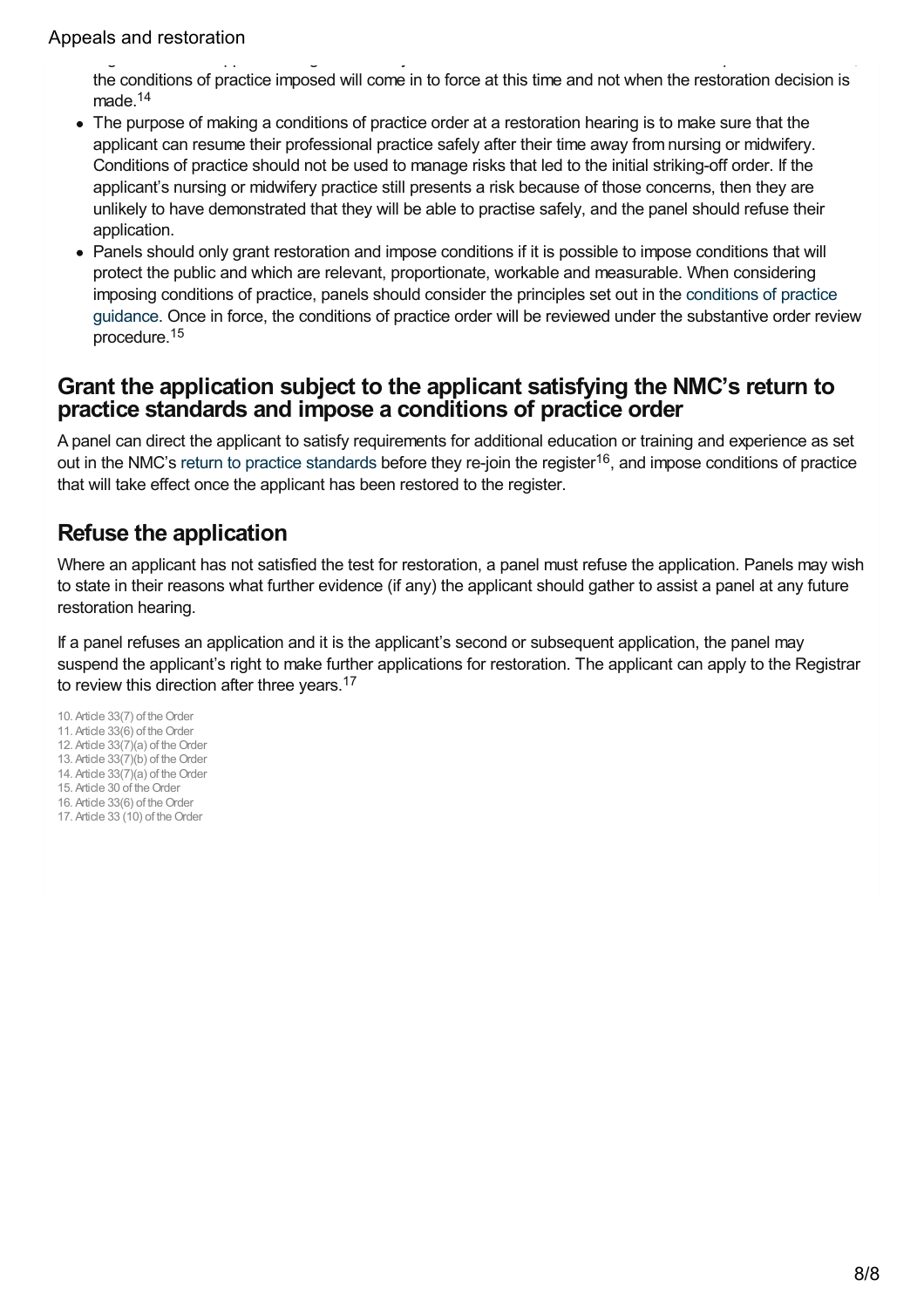the conditions of practice imposed will come in to force at this time and not when the restoration decision is made.[14]

- The purpose of making a conditions of practice order at a restoration hearing is to make sure that the applicant can resume their professional practice safely after their time away from nursing or midwifery. Conditions of practice should not be used to manage risks that led to the initial striking-off order. If the applicant's nursing or midwifery practice still presents a risk because of those concerns, then they are unlikely to have demonstrated that they will be able to practise safely, and the panel should refuse their application.
- Panels should only grant restoration and impose conditions if it is possible to impose conditions that will protect the public and which are relevant, proportionate, workable and measurable. When considering imposing conditions of practice, panels should consider the principles set out in the conditions of practice guidance. Once in force, the conditions of practice order will be reviewed under the substantive order review procedure.[15]

## Grant the application subject to the applicant satisfying the NMC's return to practice standards and impose a conditions of practice order

A panel can direct the applicant to satisfy requirements for additional education or training and experience as set out in the NMC's return to practice standards before they re-join the register[16], and impose conditions of practice that will take effect once the applicant has been restored to the register.

## Refuse the application

Where an applicant has not satisfied the test for restoration, a panel must refuse the application. Panels may wish to state in their reasons what further evidence (if any) the applicant should gather to assist a panel at any future restoration hearing.

If a panel refuses an application and it is the applicant's second or subsequent application, the panel may suspend the applicant's right to make further applications for restoration. The applicant can apply to the Registrar to review this direction after three years.[17]

10. Article 33(7) of the Order
11. Article 33(6) of the Order
12. Article 33(7)(a) of the Order
13. Article 33(7)(b) of the Order
14. Article 33(7)(a) of the Order
15. Article 30 of the Order
16. Article 33(6) of the Order
17. Article 33 (10) of the Order